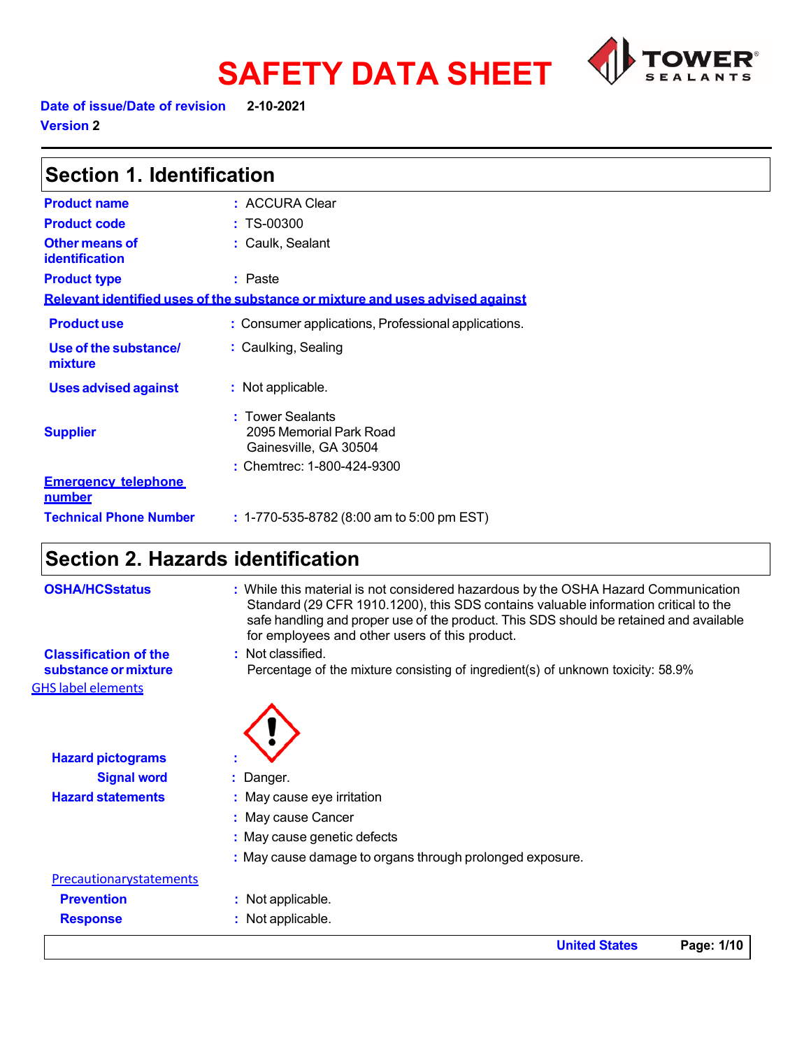# SAFETY DATA SHEET

**Date of issue/Date of revision** 2-10-2021

**Version** 2

## Section 1. Identification

| | |
|---|---|
| **Product name** | : ACCURA Clear |
| **Product code** | : TS-00300 |
| **Other means of identification** | : Caulk, Sealant |
| **Product type** | : Paste |

**Relevant identified uses of the substance or mixture and uses advised against**

| | |
|---|---|
| **Product use** | : Consumer applications, Professional applications. |
| **Use of the substance/ mixture** | : Caulking, Sealing |
| **Uses advised against** | : Not applicable. |
| **Supplier** | : Tower Sealants<br>2095 Memorial Park Road<br>Gainesville, GA 30504 |
| **Emergency telephone number** | : Chemtrec: 1-800-424-9300 |
| **Technical Phone Number** | : 1-770-535-8782 (8:00 am to 5:00 pm EST) |

## Section 2. Hazards identification

| | |
|---|---|
| **OSHA/HCSstatus** | : While this material is not considered hazardous by the OSHA Hazard Communication Standard (29 CFR 1910.1200), this SDS contains valuable information critical to the safe handling and proper use of the product. This SDS should be retained and available for employees and other users of this product. |
| **Classification of the substance or mixture** | : Not classified.<br>Percentage of the mixture consisting of ingredient(s) of unknown toxicity: 58.9% |

**GHS label elements**

| | |
|---|---|
| **Hazard pictograms** | : |
| **Signal word** | : Danger. |
| **Hazard statements** | : May cause eye irritation<br>: May cause Cancer<br>: May cause genetic defects<br>: May cause damage to organs through prolonged exposure. |

**Precautionarystatements**

| | |
|---|---|
| **Prevention** | : Not applicable. |
| **Response** | : Not applicable. |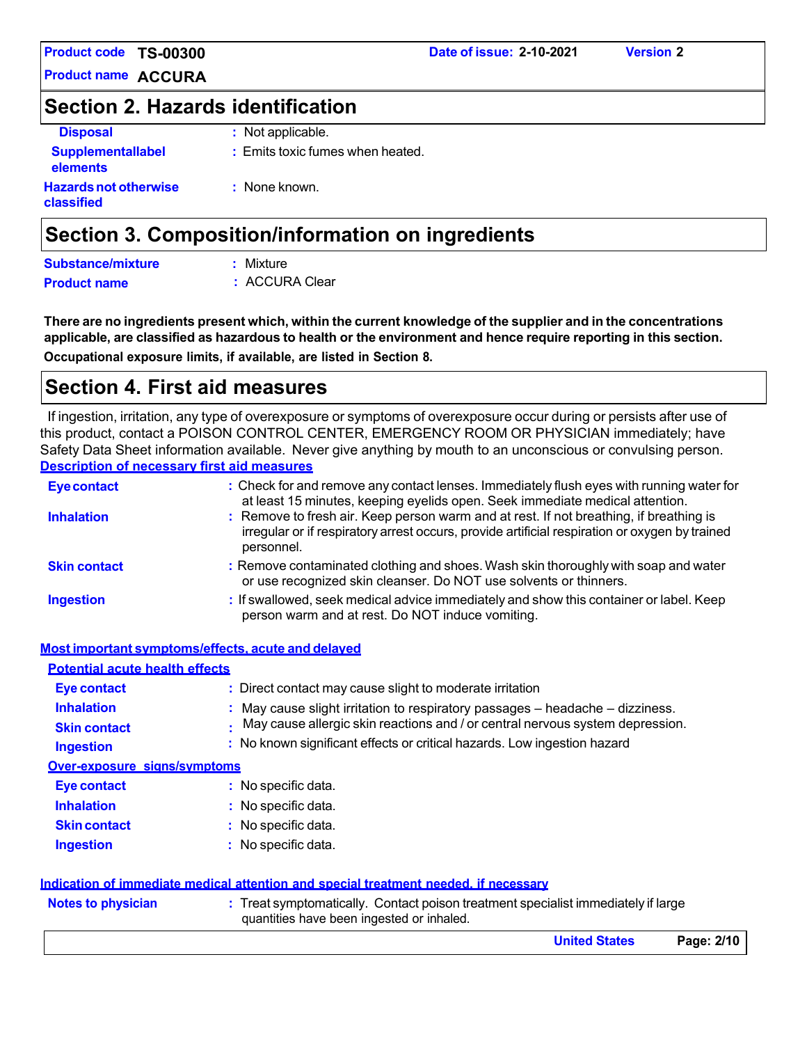## Section 2. Hazards identification

| | |
|---|---|
| **Disposal** | : Not applicable. |
| **Supplementallabel elements** | : Emits toxic fumes when heated. |
| **Hazards not otherwise classified** | : None known. |

## Section 3. Composition/information on ingredients

| | |
|---|---|
| **Substance/mixture** | : Mixture |
| **Product name** | : ACCURA Clear |

**There are no ingredients present which, within the current knowledge of the supplier and in the concentrations applicable, are classified as hazardous to health or the environment and hence require reporting in this section.**

**Occupational exposure limits, if available, are listed in Section 8.**

## Section 4. First aid measures

If ingestion, irritation, any type of overexposure or symptoms of overexposure occur during or persists after use of this product, contact a POISON CONTROL CENTER, EMERGENCY ROOM OR PHYSICIAN immediately; have Safety Data Sheet information available. Never give anything by mouth to an unconscious or convulsing person.

### Description of necessary first aid measures

| | |
|---|---|
| **Eye contact** | : Check for and remove any contact lenses. Immediately flush eyes with running water for at least 15 minutes, keeping eyelids open. Seek immediate medical attention. |
| **Inhalation** | : Remove to fresh air. Keep person warm and at rest. If not breathing, if breathing is irregular or if respiratory arrest occurs, provide artificial respiration or oxygen by trained personnel. |
| **Skin contact** | : Remove contaminated clothing and shoes. Wash skin thoroughly with soap and water or use recognized skin cleanser. Do NOT use solvents or thinners. |
| **Ingestion** | : If swallowed, seek medical advice immediately and show this container or label. Keep person warm and at rest. Do NOT induce vomiting. |

### Most important symptoms/effects, acute and delayed

#### Potential acute health effects

| | |
|---|---|
| **Eye contact** | : Direct contact may cause slight to moderate irritation |
| **Inhalation** | : May cause slight irritation to respiratory passages – headache – dizziness. |
| **Skin contact** | : May cause allergic skin reactions and / or central nervous system depression. |
| **Ingestion** | : No known significant effects or critical hazards. Low ingestion hazard |

#### Over-exposure signs/symptoms

| | |
|---|---|
| **Eye contact** | : No specific data. |
| **Inhalation** | : No specific data. |
| **Skin contact** | : No specific data. |
| **Ingestion** | : No specific data. |

### Indication of immediate medical attention and special treatment needed, if necessary

| | |
|---|---|
| **Notes to physician** | : Treat symptomatically. Contact poison treatment specialist immediately if large quantities have been ingested or inhaled. |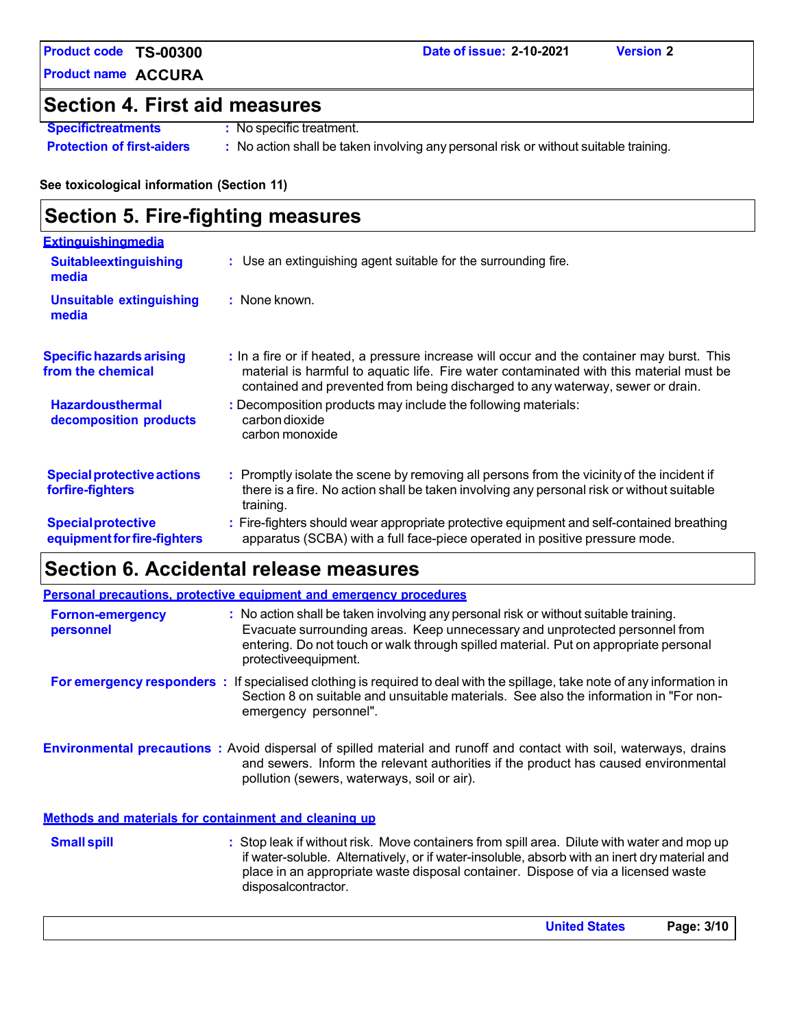## Section 4. First aid measures

**Specific treatments** : No specific treatment.

**Protection of first-aiders** : No action shall be taken involving any personal risk or without suitable training.

**See toxicological information (Section 11)**

## Section 5. Fire-fighting measures

**Extinguishing media**

**Suitable extinguishing media** : Use an extinguishing agent suitable for the surrounding fire.

**Unsuitable extinguishing media** : None known.

**Specific hazards arising from the chemical** : In a fire or if heated, a pressure increase will occur and the container may burst. This material is harmful to aquatic life. Fire water contaminated with this material must be contained and prevented from being discharged to any waterway, sewer or drain.

**Hazardous thermal decomposition products** : Decomposition products may include the following materials:
carbon dioxide
carbon monoxide

**Special protective actions for fire-fighters** : Promptly isolate the scene by removing all persons from the vicinity of the incident if there is a fire. No action shall be taken involving any personal risk or without suitable training.

**Special protective equipment for fire-fighters** : Fire-fighters should wear appropriate protective equipment and self-contained breathing apparatus (SCBA) with a full face-piece operated in positive pressure mode.

## Section 6. Accidental release measures

**Personal precautions, protective equipment and emergency procedures**

**For non-emergency personnel** : No action shall be taken involving any personal risk or without suitable training. Evacuate surrounding areas. Keep unnecessary and unprotected personnel from entering. Do not touch or walk through spilled material. Put on appropriate personal protective equipment.

**For emergency responders** : If specialised clothing is required to deal with the spillage, take note of any information in Section 8 on suitable and unsuitable materials. See also the information in "For non-emergency personnel".

**Environmental precautions** : Avoid dispersal of spilled material and runoff and contact with soil, waterways, drains and sewers. Inform the relevant authorities if the product has caused environmental pollution (sewers, waterways, soil or air).

**Methods and materials for containment and cleaning up**

**Small spill** : Stop leak if without risk. Move containers from spill area. Dilute with water and mop up if water-soluble. Alternatively, or if water-insoluble, absorb with an inert dry material and place in an appropriate waste disposal container. Dispose of via a licensed waste disposal contractor.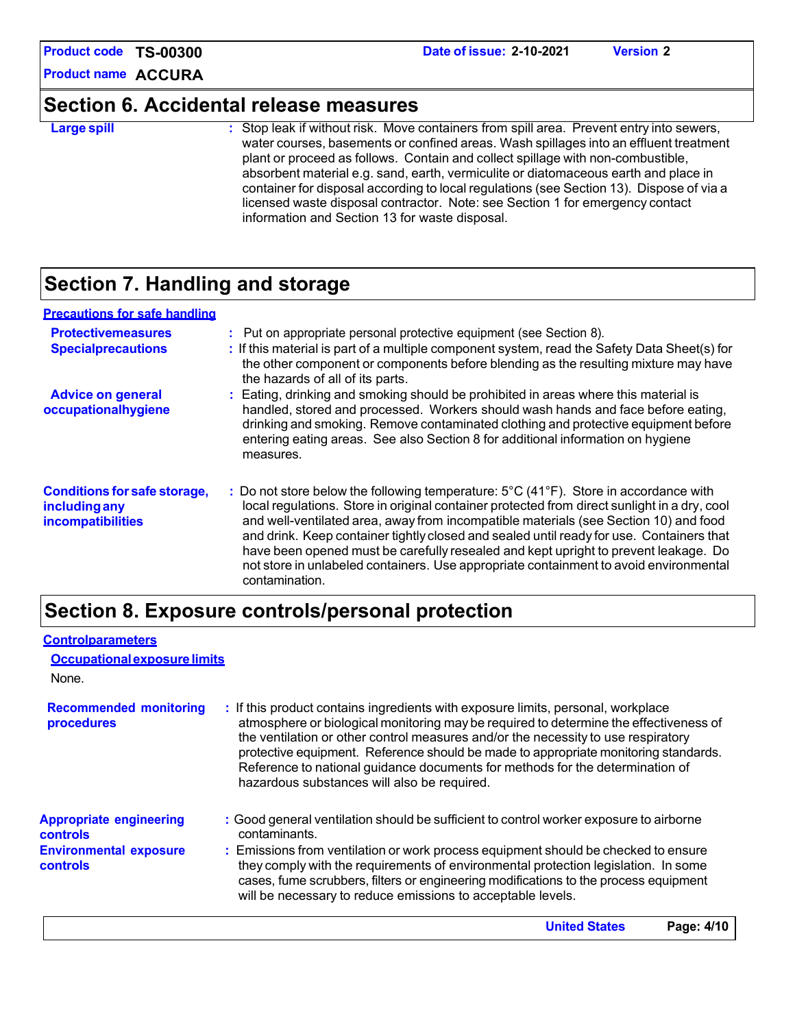## Section 6. Accidental release measures

**Large spill** : Stop leak if without risk. Move containers from spill area. Prevent entry into sewers, water courses, basements or confined areas. Wash spillages into an effluent treatment plant or proceed as follows. Contain and collect spillage with non-combustible, absorbent material e.g. sand, earth, vermiculite or diatomaceous earth and place in container for disposal according to local regulations (see Section 13). Dispose of via a licensed waste disposal contractor. Note: see Section 1 for emergency contact information and Section 13 for waste disposal.

## Section 7. Handling and storage

### Precautions for safe handling

**Protectivemeasures** : Put on appropriate personal protective equipment (see Section 8).

**Specialprecautions** : If this material is part of a multiple component system, read the Safety Data Sheet(s) for the other component or components before blending as the resulting mixture may have the hazards of all of its parts.

**Advice on general occupationalhygiene** : Eating, drinking and smoking should be prohibited in areas where this material is handled, stored and processed. Workers should wash hands and face before eating, drinking and smoking. Remove contaminated clothing and protective equipment before entering eating areas. See also Section 8 for additional information on hygiene measures.

**Conditions for safe storage, including any incompatibilities** : Do not store below the following temperature: 5°C (41°F). Store in accordance with local regulations. Store in original container protected from direct sunlight in a dry, cool and well-ventilated area, away from incompatible materials (see Section 10) and food and drink. Keep container tightly closed and sealed until ready for use. Containers that have been opened must be carefully resealed and kept upright to prevent leakage. Do not store in unlabeled containers. Use appropriate containment to avoid environmental contamination.

## Section 8. Exposure controls/personal protection

### Controlparameters

#### Occupational exposure limits

None.

**Recommended monitoring procedures** : If this product contains ingredients with exposure limits, personal, workplace atmosphere or biological monitoring may be required to determine the effectiveness of the ventilation or other control measures and/or the necessity to use respiratory protective equipment. Reference should be made to appropriate monitoring standards. Reference to national guidance documents for methods for the determination of hazardous substances will also be required.

**Appropriate engineering controls** : Good general ventilation should be sufficient to control worker exposure to airborne contaminants.

**Environmental exposure controls** : Emissions from ventilation or work process equipment should be checked to ensure they comply with the requirements of environmental protection legislation. In some cases, fume scrubbers, filters or engineering modifications to the process equipment will be necessary to reduce emissions to acceptable levels.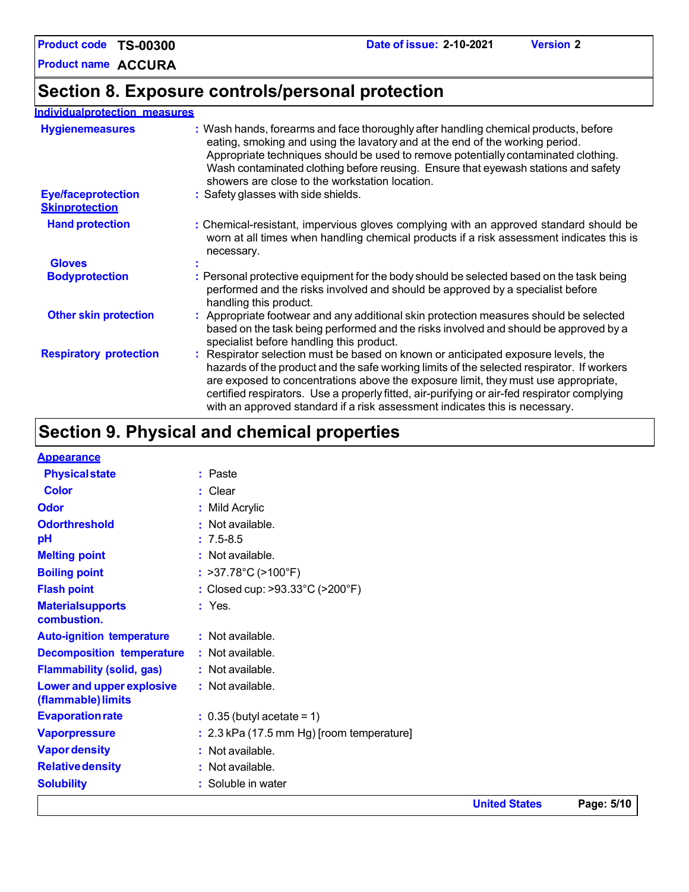## Section 8. Exposure controls/personal protection

### Individual protection measures

**Hygiene measures** : Wash hands, forearms and face thoroughly after handling chemical products, before eating, smoking and using the lavatory and at the end of the working period. Appropriate techniques should be used to remove potentially contaminated clothing. Wash contaminated clothing before reusing. Ensure that eyewash stations and safety showers are close to the workstation location.

**Eye/face protection** : Safety glasses with side shields.

**Skin protection**

**Hand protection** : Chemical-resistant, impervious gloves complying with an approved standard should be worn at all times when handling chemical products if a risk assessment indicates this is necessary.

**Gloves** :

**Body protection** : Personal protective equipment for the body should be selected based on the task being performed and the risks involved and should be approved by a specialist before handling this product.

**Other skin protection** : Appropriate footwear and any additional skin protection measures should be selected based on the task being performed and the risks involved and should be approved by a specialist before handling this product.

**Respiratory protection** : Respirator selection must be based on known or anticipated exposure levels, the hazards of the product and the safe working limits of the selected respirator. If workers are exposed to concentrations above the exposure limit, they must use appropriate, certified respirators. Use a properly fitted, air-purifying or air-fed respirator complying with an approved standard if a risk assessment indicates this is necessary.

## Section 9. Physical and chemical properties

### Appearance

**Physical state** : Paste

**Color** : Clear

**Odor** : Mild Acrylic

**Odor threshold** : Not available.

**pH** : 7.5-8.5

**Melting point** : Not available.

**Boiling point** : >37.78°C (>100°F)

**Flash point** : Closed cup: >93.33°C (>200°F)

**Material supports combustion.** : Yes.

**Auto-ignition temperature** : Not available.

**Decomposition temperature** : Not available.

**Flammability (solid, gas)** : Not available.

**Lower and upper explosive (flammable) limits** : Not available.

**Evaporation rate** : 0.35 (butyl acetate = 1)

**Vapor pressure** : 2.3 kPa (17.5 mm Hg) [room temperature]

**Vapor density** : Not available.

**Relative density** : Not available.

**Solubility** : Soluble in water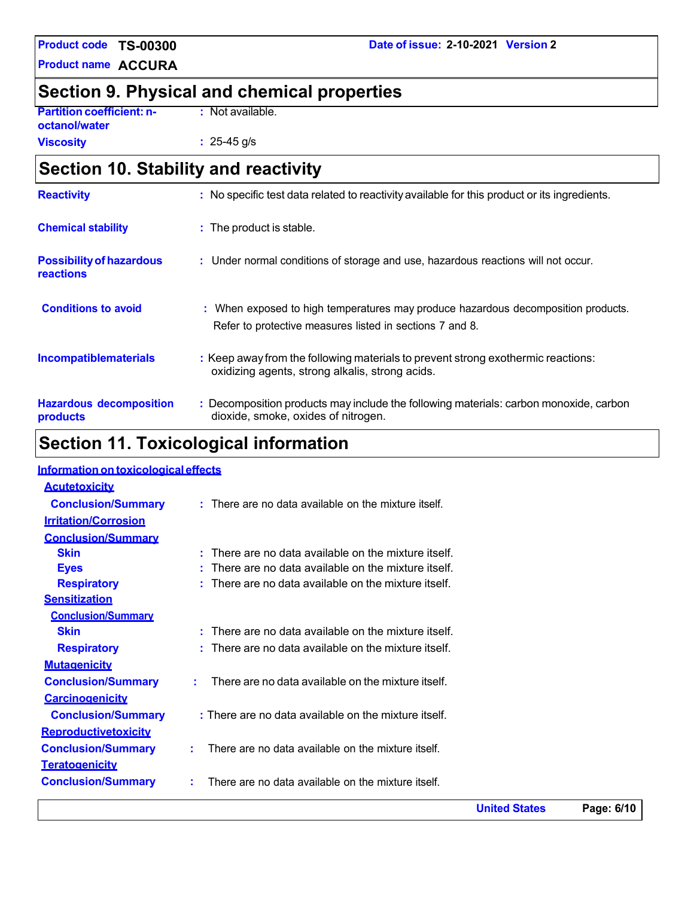## Section 9. Physical and chemical properties

**Partition coefficient: n-octanol/water** : Not available.

**Viscosity** : 25-45 g/s

## Section 10. Stability and reactivity

**Reactivity** : No specific test data related to reactivity available for this product or its ingredients.

**Chemical stability** : The product is stable.

**Possibility of hazardous reactions** : Under normal conditions of storage and use, hazardous reactions will not occur.

**Conditions to avoid** : When exposed to high temperatures may produce hazardous decomposition products. Refer to protective measures listed in sections 7 and 8.

**Incompatiblematerials** : Keep away from the following materials to prevent strong exothermic reactions: oxidizing agents, strong alkalis, strong acids.

**Hazardous decomposition products** : Decomposition products may include the following materials: carbon monoxide, carbon dioxide, smoke, oxides of nitrogen.

## Section 11. Toxicological information

**Information on toxicological effects**

**Acutetoxicity**

**Conclusion/Summary** : There are no data available on the mixture itself.

**Irritation/Corrosion**

**Conclusion/Summary**

- **Skin** : There are no data available on the mixture itself.
- **Eyes** : There are no data available on the mixture itself.
- **Respiratory** : There are no data available on the mixture itself.

**Sensitization**

**Conclusion/Summary**

- **Skin** : There are no data available on the mixture itself.
- **Respiratory** : There are no data available on the mixture itself.

**Mutagenicity**

**Conclusion/Summary** : There are no data available on the mixture itself.

**Carcinogenicity**

**Conclusion/Summary** : There are no data available on the mixture itself.

**Reproductivetoxicity**

**Conclusion/Summary** : There are no data available on the mixture itself.

**Teratogenicity**

**Conclusion/Summary** : There are no data available on the mixture itself.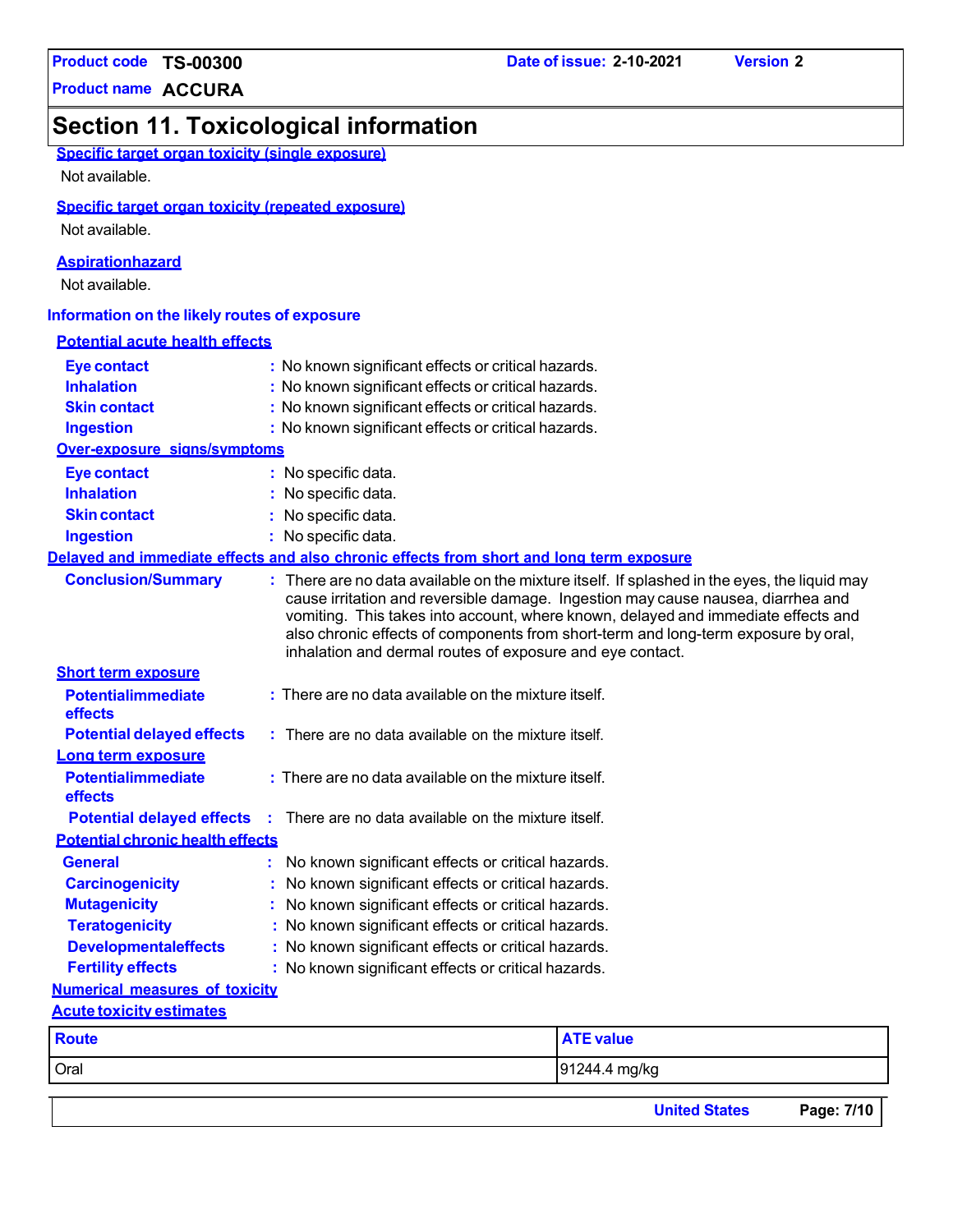## Section 11. Toxicological information

**Specific target organ toxicity (single exposure)**

Not available.

**Specific target organ toxicity (repeated exposure)**

Not available.

**Aspirationhazard**

Not available.

### Information on the likely routes of exposure

**Potential acute health effects**

**Eye contact** : No known significant effects or critical hazards.
**Inhalation** : No known significant effects or critical hazards.
**Skin contact** : No known significant effects or critical hazards.
**Ingestion** : No known significant effects or critical hazards.

**Over-exposure signs/symptoms**

**Eye contact** : No specific data.
**Inhalation** : No specific data.
**Skin contact** : No specific data.
**Ingestion** : No specific data.

**Delayed and immediate effects and also chronic effects from short and long term exposure**

**Conclusion/Summary** : There are no data available on the mixture itself. If splashed in the eyes, the liquid may cause irritation and reversible damage. Ingestion may cause nausea, diarrhea and vomiting. This takes into account, where known, delayed and immediate effects and also chronic effects of components from short-term and long-term exposure by oral, inhalation and dermal routes of exposure and eye contact.

**Short term exposure**

**Potentialimmediate effects** : There are no data available on the mixture itself.
**Potential delayed effects** : There are no data available on the mixture itself.

**Long term exposure**

**Potentialimmediate effects** : There are no data available on the mixture itself.
**Potential delayed effects** : There are no data available on the mixture itself.

**Potential chronic health effects**

**General** : No known significant effects or critical hazards.
**Carcinogenicity** : No known significant effects or critical hazards.
**Mutagenicity** : No known significant effects or critical hazards.
**Teratogenicity** : No known significant effects or critical hazards.
**Developmentaleffects** : No known significant effects or critical hazards.
**Fertility effects** : No known significant effects or critical hazards.

**Numerical measures of toxicity**

**Acute toxicity estimates**

| Route | ATE value |
|---|---|
| Oral | 91244.4 mg/kg |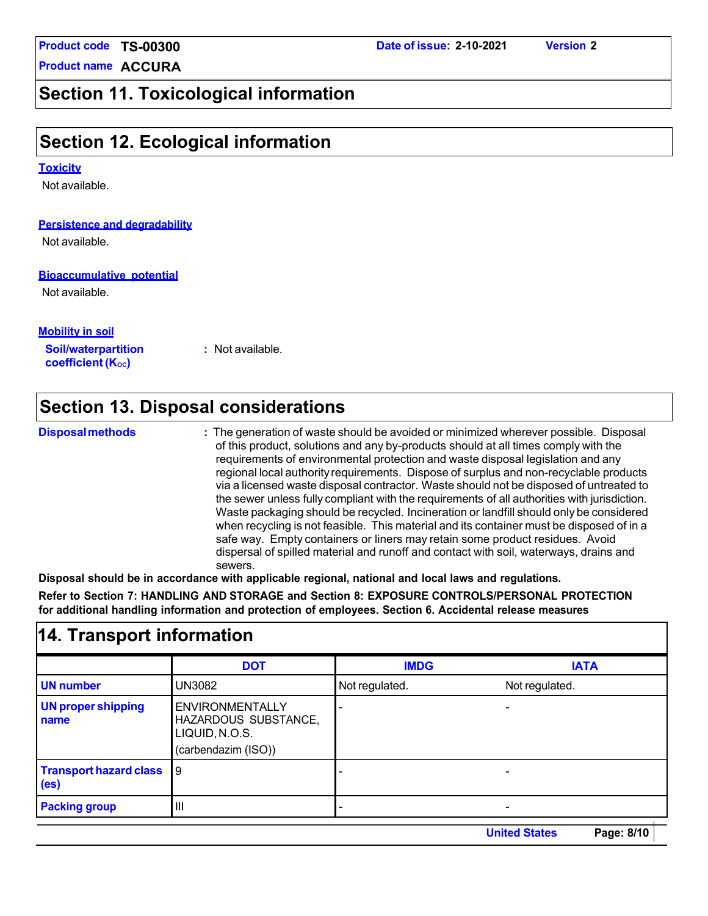## Section 11. Toxicological information

## Section 12. Ecological information

**Toxicity**

Not available.

**Persistence and degradability**

Not available.

**Bioaccumulative potential**

Not available.

**Mobility in soil**

**Soil/waterpartition coefficient ($K_{OC}$)** : Not available.

## Section 13. Disposal considerations

**Disposal methods** : The generation of waste should be avoided or minimized wherever possible. Disposal of this product, solutions and any by-products should at all times comply with the requirements of environmental protection and waste disposal legislation and any regional local authority requirements. Dispose of surplus and non-recyclable products via a licensed waste disposal contractor. Waste should not be disposed of untreated to the sewer unless fully compliant with the requirements of all authorities with jurisdiction. Waste packaging should be recycled. Incineration or landfill should only be considered when recycling is not feasible. This material and its container must be disposed of in a safe way. Empty containers or liners may retain some product residues. Avoid dispersal of spilled material and runoff and contact with soil, waterways, drains and sewers.

**Disposal should be in accordance with applicable regional, national and local laws and regulations.**

**Refer to Section 7: HANDLING AND STORAGE and Section 8: EXPOSURE CONTROLS/PERSONAL PROTECTION for additional handling information and protection of employees. Section 6. Accidental release measures**

## 14. Transport information

| | DOT | IMDG | IATA |
|---|---|---|---|
| **UN number** | UN3082 | Not regulated. | Not regulated. |
| **UN proper shipping name** | ENVIRONMENTALLY HAZARDOUS SUBSTANCE, LIQUID, N.O.S. (carbendazim (ISO)) | - | - |
| **Transport hazard class (es)** | 9 | - | - |
| **Packing group** | III | - | - |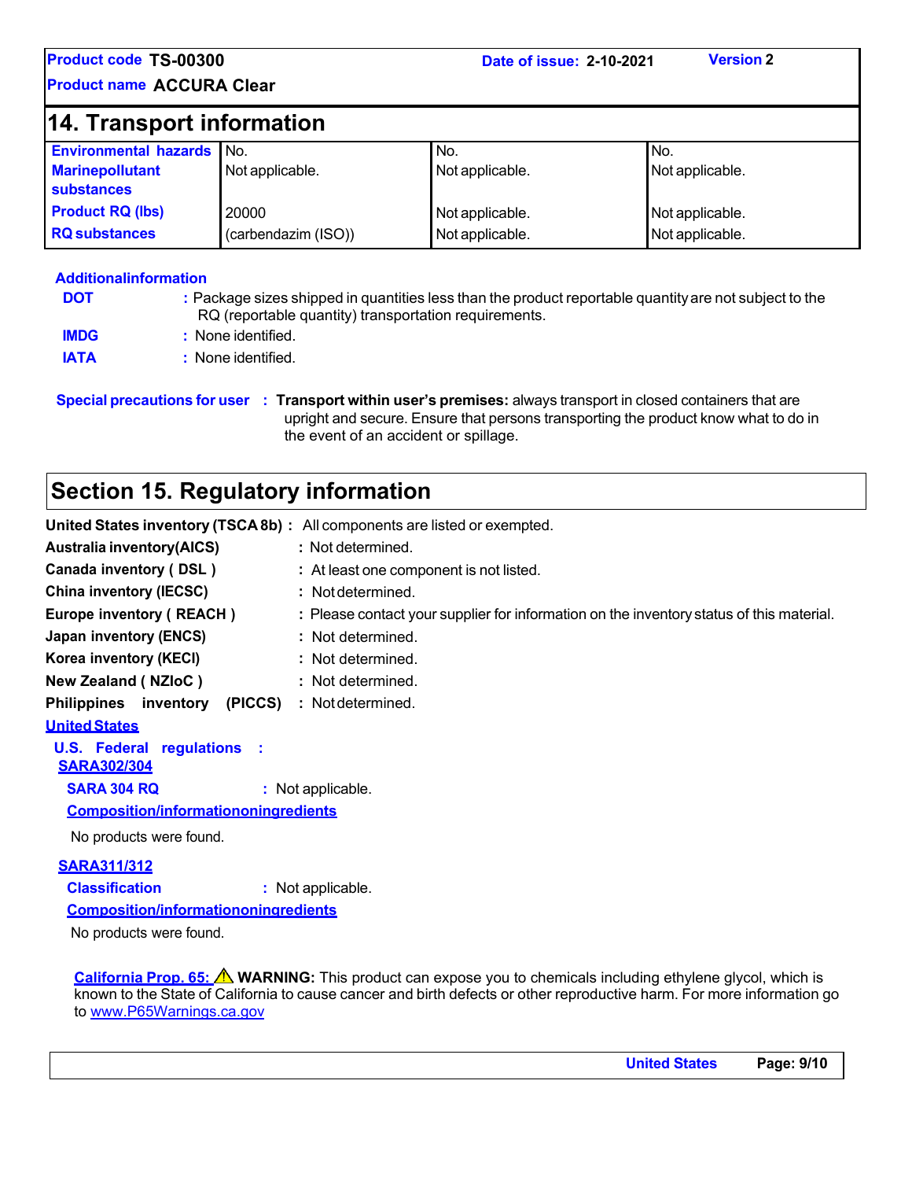Product code TS-00300 | Date of issue: 2-10-2021 | Version 2

Product name ACCURA Clear

## 14. Transport information

| | | | |
|---|---|---|---|
| **Environmental hazards** | No. | No. | No. |
| **Marinepollutant substances** | Not applicable. | Not applicable. | Not applicable. |
| **Product RQ (lbs)** | 20000 | Not applicable. | Not applicable. |
| **RQ substances** | (carbendazim (ISO)) | Not applicable. | Not applicable. |

**Additionalinformation**

**DOT** : Package sizes shipped in quantities less than the product reportable quantity are not subject to the RQ (reportable quantity) transportation requirements.

**IMDG** : None identified.

**IATA** : None identified.

**Special precautions for user** : **Transport within user's premises:** always transport in closed containers that are upright and secure. Ensure that persons transporting the product know what to do in the event of an accident or spillage.

## Section 15. Regulatory information

**United States inventory (TSCA 8b)** : All components are listed or exempted.

**Australia inventory(AICS)** : Not determined.

**Canada inventory ( DSL )** : At least one component is not listed.

**China inventory (IECSC)** : Not determined.

**Europe inventory ( REACH )** : Please contact your supplier for information on the inventory status of this material.

**Japan inventory (ENCS)** : Not determined.

**Korea inventory (KECI)** : Not determined.

**New Zealand ( NZIoC )** : Not determined.

**Philippines inventory (PICCS)** : Not determined.

**United States**

**U.S. Federal regulations :**

**SARA302/304**

**SARA 304 RQ** : Not applicable.

**Composition/informationoningredients**

No products were found.

**SARA311/312**

**Classification** : Not applicable.

**Composition/informationoningredients**

No products were found.

**California Prop. 65:** ⚠ **WARNING:** This product can expose you to chemicals including ethylene glycol, which is known to the State of California to cause cancer and birth defects or other reproductive harm. For more information go to www.P65Warnings.ca.gov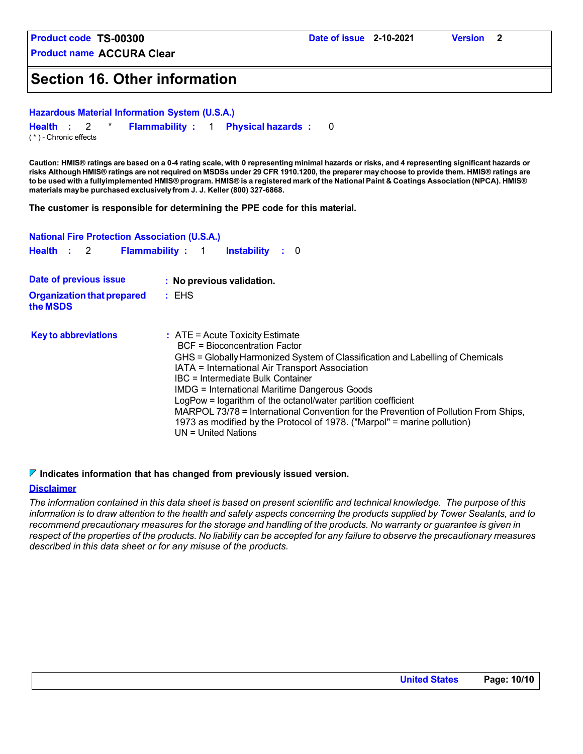## Section 16. Other information

**Hazardous Material Information System (U.S.A.)**

**Health :** 2 * **Flammability :** 1 **Physical hazards :** 0

( * ) - Chronic effects

**Caution: HMIS® ratings are based on a 0-4 rating scale, with 0 representing minimal hazards or risks, and 4 representing significant hazards or risks Although HMIS® ratings are not required on MSDSs under 29 CFR 1910.1200, the preparer may choose to provide them. HMIS® ratings are to be used with a fullyimplemented HMIS® program. HMIS® is a registered mark of the National Paint & Coatings Association (NPCA). HMIS® materials maybe purchased exclusively from J. J. Keller (800) 327-6868.**

**The customer is responsible for determining the PPE code for this material.**

**National Fire Protection Association (U.S.A.)**

**Health :** 2 **Flammability :** 1 **Instability :** 0

**Date of previous issue** : **No previous validation.**

**Organization that prepared the MSDS** : EHS

**Key to abbreviations** : ATE = Acute Toxicity Estimate
BCF = Bioconcentration Factor
GHS = Globally Harmonized System of Classification and Labelling of Chemicals
IATA = International Air Transport Association
IBC = Intermediate Bulk Container
IMDG = International Maritime Dangerous Goods
LogPow = logarithm of the octanol/water partition coefficient
MARPOL 73/78 = International Convention for the Prevention of Pollution From Ships, 1973 as modified by the Protocol of 1978. ("Marpol" = marine pollution)
UN = United Nations

◤ **Indicates information that has changed from previously issued version.**

**Disclaimer**

*The information contained in this data sheet is based on present scientific and technical knowledge. The purpose of this information is to draw attention to the health and safety aspects concerning the products supplied by Tower Sealants, and to recommend precautionary measures for the storage and handling of the products. No warranty or guarantee is given in respect of the properties of the products. No liability can be accepted for any failure to observe the precautionary measures described in this data sheet or for any misuse of the products.*